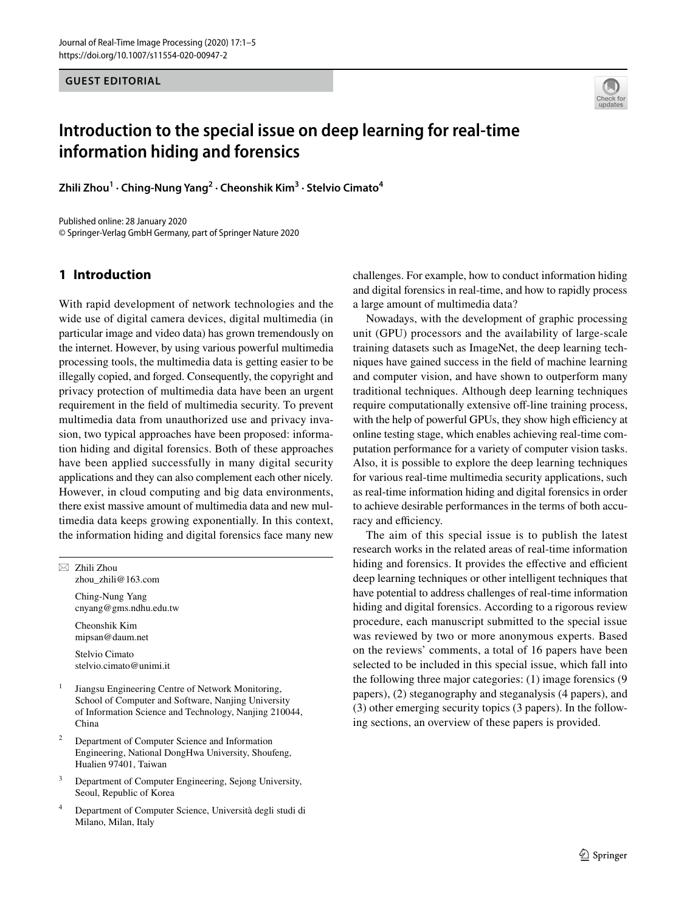**GUEST EDITORIAL**

# Introduction to the special issue on deep learning for real-time information hiding and forensics

**Zhili Zhou[1] · Ching-Nung Yang[2] · Cheonshik Kim[3] · Stelvio Cimato[4]**

Published online: 28 January 2020
© Springer-Verlag GmbH Germany, part of Springer Nature 2020

## 1 Introduction

With rapid development of network technologies and the wide use of digital camera devices, digital multimedia (in particular image and video data) has grown tremendously on the internet. However, by using various powerful multimedia processing tools, the multimedia data is getting easier to be illegally copied, and forged. Consequently, the copyright and privacy protection of multimedia data have been an urgent requirement in the field of multimedia security. To prevent multimedia data from unauthorized use and privacy invasion, two typical approaches have been proposed: information hiding and digital forensics. Both of these approaches have been applied successfully in many digital security applications and they can also complement each other nicely. However, in cloud computing and big data environments, there exist massive amount of multimedia data and new multimedia data keeps growing exponentially. In this context, the information hiding and digital forensics face many new challenges. For example, how to conduct information hiding and digital forensics in real-time, and how to rapidly process a large amount of multimedia data?

Nowadays, with the development of graphic processing unit (GPU) processors and the availability of large-scale training datasets such as ImageNet, the deep learning techniques have gained success in the field of machine learning and computer vision, and have shown to outperform many traditional techniques. Although deep learning techniques require computationally extensive off-line training process, with the help of powerful GPUs, they show high efficiency at online testing stage, which enables achieving real-time computation performance for a variety of computer vision tasks. Also, it is possible to explore the deep learning techniques for various real-time multimedia security applications, such as real-time information hiding and digital forensics in order to achieve desirable performances in the terms of both accuracy and efficiency.

The aim of this special issue is to publish the latest research works in the related areas of real-time information hiding and forensics. It provides the effective and efficient deep learning techniques or other intelligent techniques that have potential to address challenges of real-time information hiding and digital forensics. According to a rigorous review procedure, each manuscript submitted to the special issue was reviewed by two or more anonymous experts. Based on the reviews' comments, a total of 16 papers have been selected to be included in this special issue, which fall into the following three major categories: (1) image forensics (9 papers), (2) steganography and steganalysis (4 papers), and (3) other emerging security topics (3 papers). In the following sections, an overview of these papers is provided.

---

✉ Zhili Zhou
zhou_zhili@163.com

Ching-Nung Yang
cnyang@gms.ndhu.edu.tw

Cheonshik Kim
mipsan@daum.net

Stelvio Cimato
stelvio.cimato@unimi.it

[1] Jiangsu Engineering Centre of Network Monitoring, School of Computer and Software, Nanjing University of Information Science and Technology, Nanjing 210044, China

[2] Department of Computer Science and Information Engineering, National DongHwa University, Shoufeng, Hualien 97401, Taiwan

[3] Department of Computer Engineering, Sejong University, Seoul, Republic of Korea

[4] Department of Computer Science, Università degli studi di Milano, Milan, Italy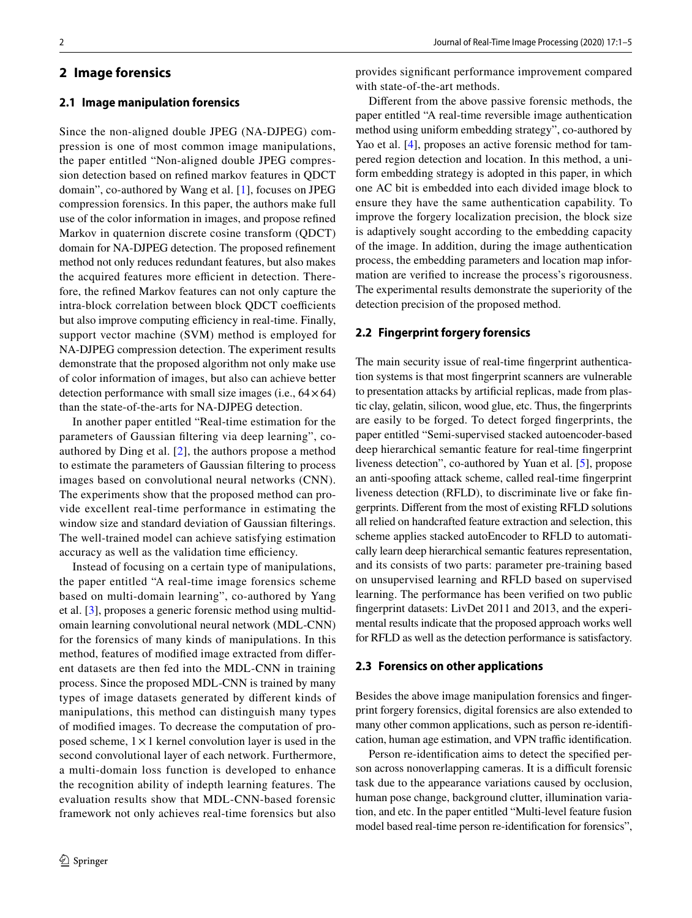## 2 Image forensics

### 2.1 Image manipulation forensics

Since the non-aligned double JPEG (NA-DJPEG) compression is one of most common image manipulations, the paper entitled "Non-aligned double JPEG compression detection based on refined markov features in QDCT domain", co-authored by Wang et al. [1], focuses on JPEG compression forensics. In this paper, the authors make full use of the color information in images, and propose refined Markov in quaternion discrete cosine transform (QDCT) domain for NA-DJPEG detection. The proposed refinement method not only reduces redundant features, but also makes the acquired features more efficient in detection. Therefore, the refined Markov features can not only capture the intra-block correlation between block QDCT coefficients but also improve computing efficiency in real-time. Finally, support vector machine (SVM) method is employed for NA-DJPEG compression detection. The experiment results demonstrate that the proposed algorithm not only make use of color information of images, but also can achieve better detection performance with small size images (i.e., $64 \times 64$) than the state-of-the-arts for NA-DJPEG detection.

In another paper entitled "Real-time estimation for the parameters of Gaussian filtering via deep learning", co-authored by Ding et al. [2], the authors propose a method to estimate the parameters of Gaussian filtering to process images based on convolutional neural networks (CNN). The experiments show that the proposed method can provide excellent real-time performance in estimating the window size and standard deviation of Gaussian filterings. The well-trained model can achieve satisfying estimation accuracy as well as the validation time efficiency.

Instead of focusing on a certain type of manipulations, the paper entitled "A real-time image forensics scheme based on multi-domain learning", co-authored by Yang et al. [3], proposes a generic forensic method using multidomain learning convolutional neural network (MDL-CNN) for the forensics of many kinds of manipulations. In this method, features of modified image extracted from different datasets are then fed into the MDL-CNN in training process. Since the proposed MDL-CNN is trained by many types of image datasets generated by different kinds of manipulations, this method can distinguish many types of modified images. To decrease the computation of proposed scheme, $1 \times 1$ kernel convolution layer is used in the second convolutional layer of each network. Furthermore, a multi-domain loss function is developed to enhance the recognition ability of indepth learning features. The evaluation results show that MDL-CNN-based forensic framework not only achieves real-time forensics but also provides significant performance improvement compared with state-of-the-art methods.

Different from the above passive forensic methods, the paper entitled "A real-time reversible image authentication method using uniform embedding strategy", co-authored by Yao et al. [4], proposes an active forensic method for tampered region detection and location. In this method, a uniform embedding strategy is adopted in this paper, in which one AC bit is embedded into each divided image block to ensure they have the same authentication capability. To improve the forgery localization precision, the block size is adaptively sought according to the embedding capacity of the image. In addition, during the image authentication process, the embedding parameters and location map information are verified to increase the process's rigorousness. The experimental results demonstrate the superiority of the detection precision of the proposed method.

### 2.2 Fingerprint forgery forensics

The main security issue of real-time fingerprint authentication systems is that most fingerprint scanners are vulnerable to presentation attacks by artificial replicas, made from plastic clay, gelatin, silicon, wood glue, etc. Thus, the fingerprints are easily to be forged. To detect forged fingerprints, the paper entitled "Semi-supervised stacked autoencoder-based deep hierarchical semantic feature for real-time fingerprint liveness detection", co-authored by Yuan et al. [5], propose an anti-spoofing attack scheme, called real-time fingerprint liveness detection (RFLD), to discriminate live or fake fingerprints. Different from the most of existing RFLD solutions all relied on handcrafted feature extraction and selection, this scheme applies stacked autoEncoder to RFLD to automatically learn deep hierarchical semantic features representation, and its consists of two parts: parameter pre-training based on unsupervised learning and RFLD based on supervised learning. The performance has been verified on two public fingerprint datasets: LivDet 2011 and 2013, and the experimental results indicate that the proposed approach works well for RFLD as well as the detection performance is satisfactory.

### 2.3 Forensics on other applications

Besides the above image manipulation forensics and fingerprint forgery forensics, digital forensics are also extended to many other common applications, such as person re-identification, human age estimation, and VPN traffic identification.

Person re-identification aims to detect the specified person across nonoverlapping cameras. It is a difficult forensic task due to the appearance variations caused by occlusion, human pose change, background clutter, illumination variation, and etc. In the paper entitled "Multi-level feature fusion model based real-time person re-identification for forensics",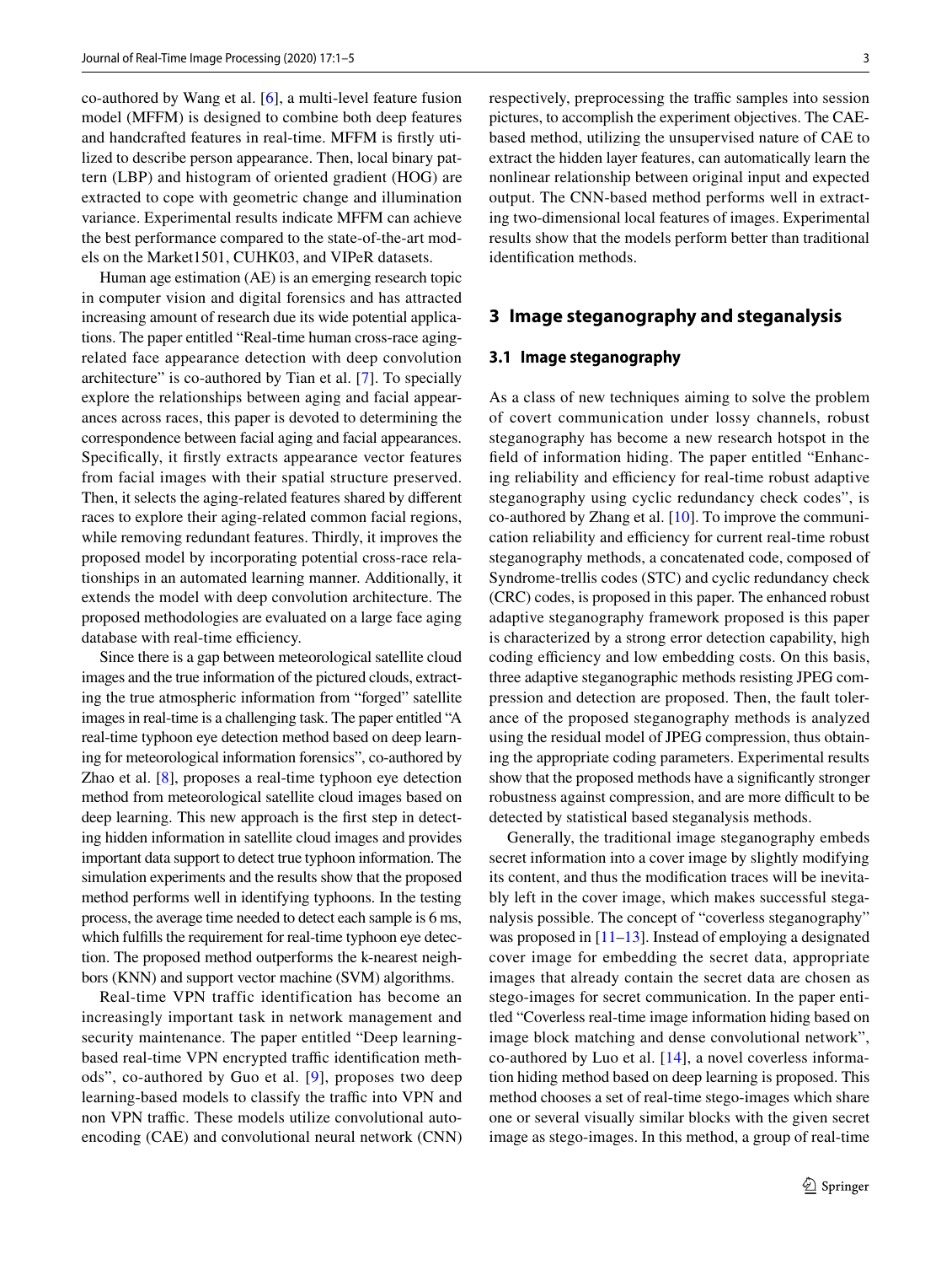co-authored by Wang et al. [6], a multi-level feature fusion model (MFFM) is designed to combine both deep features and handcrafted features in real-time. MFFM is firstly utilized to describe person appearance. Then, local binary pattern (LBP) and histogram of oriented gradient (HOG) are extracted to cope with geometric change and illumination variance. Experimental results indicate MFFM can achieve the best performance compared to the state-of-the-art models on the Market1501, CUHK03, and VIPeR datasets.

Human age estimation (AE) is an emerging research topic in computer vision and digital forensics and has attracted increasing amount of research due its wide potential applications. The paper entitled "Real-time human cross-race aging-related face appearance detection with deep convolution architecture" is co-authored by Tian et al. [7]. To specially explore the relationships between aging and facial appearances across races, this paper is devoted to determining the correspondence between facial aging and facial appearances. Specifically, it firstly extracts appearance vector features from facial images with their spatial structure preserved. Then, it selects the aging-related features shared by different races to explore their aging-related common facial regions, while removing redundant features. Thirdly, it improves the proposed model by incorporating potential cross-race relationships in an automated learning manner. Additionally, it extends the model with deep convolution architecture. The proposed methodologies are evaluated on a large face aging database with real-time efficiency.

Since there is a gap between meteorological satellite cloud images and the true information of the pictured clouds, extracting the true atmospheric information from "forged" satellite images in real-time is a challenging task. The paper entitled "A real-time typhoon eye detection method based on deep learning for meteorological information forensics", co-authored by Zhao et al. [8], proposes a real-time typhoon eye detection method from meteorological satellite cloud images based on deep learning. This new approach is the first step in detecting hidden information in satellite cloud images and provides important data support to detect true typhoon information. The simulation experiments and the results show that the proposed method performs well in identifying typhoons. In the testing process, the average time needed to detect each sample is 6 ms, which fulfills the requirement for real-time typhoon eye detection. The proposed method outperforms the k-nearest neighbors (KNN) and support vector machine (SVM) algorithms.

Real-time VPN traffic identification has become an increasingly important task in network management and security maintenance. The paper entitled "Deep learning-based real-time VPN encrypted traffic identification methods", co-authored by Guo et al. [9], proposes two deep learning-based models to classify the traffic into VPN and non VPN traffic. These models utilize convolutional auto-encoding (CAE) and convolutional neural network (CNN) respectively, preprocessing the traffic samples into session pictures, to accomplish the experiment objectives. The CAE-based method, utilizing the unsupervised nature of CAE to extract the hidden layer features, can automatically learn the nonlinear relationship between original input and expected output. The CNN-based method performs well in extracting two-dimensional local features of images. Experimental results show that the models perform better than traditional identification methods.

## 3 Image steganography and steganalysis

### 3.1 Image steganography

As a class of new techniques aiming to solve the problem of covert communication under lossy channels, robust steganography has become a new research hotspot in the field of information hiding. The paper entitled "Enhancing reliability and efficiency for real-time robust adaptive steganography using cyclic redundancy check codes", is co-authored by Zhang et al. [10]. To improve the communication reliability and efficiency for current real-time robust steganography methods, a concatenated code, composed of Syndrome-trellis codes (STC) and cyclic redundancy check (CRC) codes, is proposed in this paper. The enhanced robust adaptive steganography framework proposed is this paper is characterized by a strong error detection capability, high coding efficiency and low embedding costs. On this basis, three adaptive steganographic methods resisting JPEG compression and detection are proposed. Then, the fault tolerance of the proposed steganography methods is analyzed using the residual model of JPEG compression, thus obtaining the appropriate coding parameters. Experimental results show that the proposed methods have a significantly stronger robustness against compression, and are more difficult to be detected by statistical based steganalysis methods.

Generally, the traditional image steganography embeds secret information into a cover image by slightly modifying its content, and thus the modification traces will be inevitably left in the cover image, which makes successful steganalysis possible. The concept of "coverless steganography" was proposed in [11–13]. Instead of employing a designated cover image for embedding the secret data, appropriate images that already contain the secret data are chosen as stego-images for secret communication. In the paper entitled "Coverless real-time image information hiding based on image block matching and dense convolutional network", co-authored by Luo et al. [14], a novel coverless information hiding method based on deep learning is proposed. This method chooses a set of real-time stego-images which share one or several visually similar blocks with the given secret image as stego-images. In this method, a group of real-time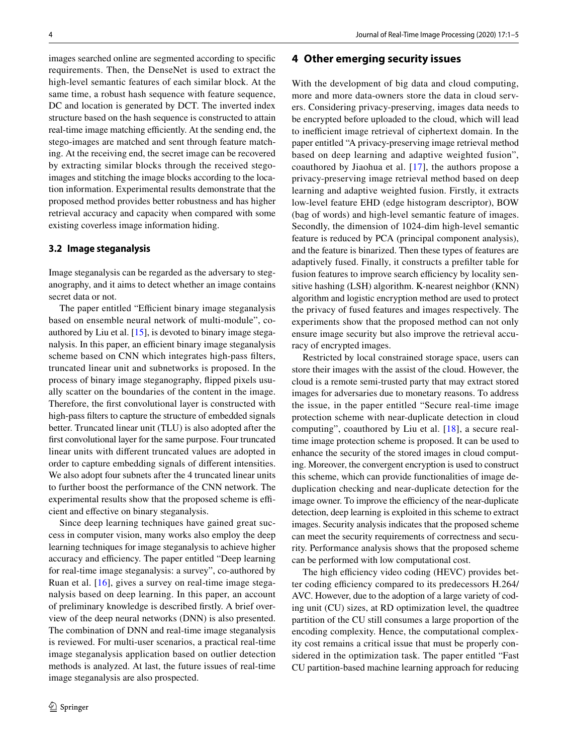images searched online are segmented according to specific requirements. Then, the DenseNet is used to extract the high-level semantic features of each similar block. At the same time, a robust hash sequence with feature sequence, DC and location is generated by DCT. The inverted index structure based on the hash sequence is constructed to attain real-time image matching efficiently. At the sending end, the stego-images are matched and sent through feature matching. At the receiving end, the secret image can be recovered by extracting similar blocks through the received stego-images and stitching the image blocks according to the location information. Experimental results demonstrate that the proposed method provides better robustness and has higher retrieval accuracy and capacity when compared with some existing coverless image information hiding.

### 3.2 Image steganalysis

Image steganalysis can be regarded as the adversary to steganography, and it aims to detect whether an image contains secret data or not.

The paper entitled "Efficient binary image steganalysis based on ensemble neural network of multi-module", co-authored by Liu et al. [15], is devoted to binary image steganalysis. In this paper, an efficient binary image steganalysis scheme based on CNN which integrates high-pass filters, truncated linear unit and subnetworks is proposed. In the process of binary image steganography, flipped pixels usually scatter on the boundaries of the content in the image. Therefore, the first convolutional layer is constructed with high-pass filters to capture the structure of embedded signals better. Truncated linear unit (TLU) is also adopted after the first convolutional layer for the same purpose. Four truncated linear units with different truncated values are adopted in order to capture embedding signals of different intensities. We also adopt four subnets after the 4 truncated linear units to further boost the performance of the CNN network. The experimental results show that the proposed scheme is efficient and effective on binary steganalysis.

Since deep learning techniques have gained great success in computer vision, many works also employ the deep learning techniques for image steganalysis to achieve higher accuracy and efficiency. The paper entitled "Deep learning for real-time image steganalysis: a survey", co-authored by Ruan et al. [16], gives a survey on real-time image steganalysis based on deep learning. In this paper, an account of preliminary knowledge is described firstly. A brief overview of the deep neural networks (DNN) is also presented. The combination of DNN and real-time image steganalysis is reviewed. For multi-user scenarios, a practical real-time image steganalysis application based on outlier detection methods is analyzed. At last, the future issues of real-time image steganalysis are also prospected.

## 4 Other emerging security issues

With the development of big data and cloud computing, more and more data-owners store the data in cloud servers. Considering privacy-preserving, images data needs to be encrypted before uploaded to the cloud, which will lead to inefficient image retrieval of ciphertext domain. In the paper entitled "A privacy-preserving image retrieval method based on deep learning and adaptive weighted fusion", coauthored by Jiaohua et al. [17], the authors propose a privacy-preserving image retrieval method based on deep learning and adaptive weighted fusion. Firstly, it extracts low-level feature EHD (edge histogram descriptor), BOW (bag of words) and high-level semantic feature of images. Secondly, the dimension of 1024-dim high-level semantic feature is reduced by PCA (principal component analysis), and the feature is binarized. Then these types of features are adaptively fused. Finally, it constructs a prefilter table for fusion features to improve search efficiency by locality sensitive hashing (LSH) algorithm. K-nearest neighbor (KNN) algorithm and logistic encryption method are used to protect the privacy of fused features and images respectively. The experiments show that the proposed method can not only ensure image security but also improve the retrieval accuracy of encrypted images.

Restricted by local constrained storage space, users can store their images with the assist of the cloud. However, the cloud is a remote semi-trusted party that may extract stored images for adversaries due to monetary reasons. To address the issue, in the paper entitled "Secure real-time image protection scheme with near-duplicate detection in cloud computing", coauthored by Liu et al. [18], a secure real-time image protection scheme is proposed. It can be used to enhance the security of the stored images in cloud computing. Moreover, the convergent encryption is used to construct this scheme, which can provide functionalities of image de-duplication checking and near-duplicate detection for the image owner. To improve the efficiency of the near-duplicate detection, deep learning is exploited in this scheme to extract images. Security analysis indicates that the proposed scheme can meet the security requirements of correctness and security. Performance analysis shows that the proposed scheme can be performed with low computational cost.

The high efficiency video coding (HEVC) provides better coding efficiency compared to its predecessors H.264/AVC. However, due to the adoption of a large variety of coding unit (CU) sizes, at RD optimization level, the quadtree partition of the CU still consumes a large proportion of the encoding complexity. Hence, the computational complexity cost remains a critical issue that must be properly considered in the optimization task. The paper entitled "Fast CU partition-based machine learning approach for reducing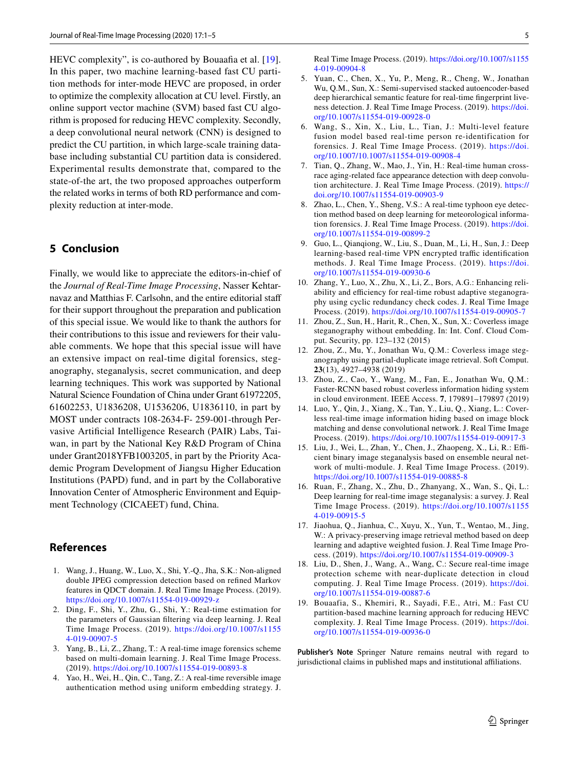HEVC complexity", is co-authored by Bouaafia et al. [19]. In this paper, two machine learning-based fast CU partition methods for inter-mode HEVC are proposed, in order to optimize the complexity allocation at CU level. Firstly, an online support vector machine (SVM) based fast CU algorithm is proposed for reducing HEVC complexity. Secondly, a deep convolutional neural network (CNN) is designed to predict the CU partition, in which large-scale training database including substantial CU partition data is considered. Experimental results demonstrate that, compared to the state-of-the-art, the two proposed approaches outperform the related works in terms of both RD performance and complexity reduction at inter-mode.

## 5 Conclusion

Finally, we would like to appreciate the editors-in-chief of the *Journal of Real-Time Image Processing*, Nasser Kehtarnavaz and Matthias F. Carlsohn, and the entire editorial staff for their support throughout the preparation and publication of this special issue. We would like to thank the authors for their contributions to this issue and reviewers for their valuable comments. We hope that this special issue will have an extensive impact on real-time digital forensics, steganography, steganalysis, secret communication, and deep learning techniques. This work was supported by National Natural Science Foundation of China under Grant 61972205, 61602253, U1836208, U1536206, U1836110, in part by MOST under contracts 108-2634-F- 259-001-through Pervasive Artificial Intelligence Research (PAIR) Labs, Taiwan, in part by the National Key R&D Program of China under Grant2018YFB1003205, in part by the Priority Academic Program Development of Jiangsu Higher Education Institutions (PAPD) fund, and in part by the Collaborative Innovation Center of Atmospheric Environment and Equipment Technology (CICAEET) fund, China.

## References

1. Wang, J., Huang, W., Luo, X., Shi, Y.-Q., Jha, S.K.: Non-aligned double JPEG compression detection based on refined Markov features in QDCT domain. J. Real Time Image Process. (2019). https://doi.org/10.1007/s11554-019-00929-z
2. Ding, F., Shi, Y., Zhu, G., Shi, Y.: Real-time estimation for the parameters of Gaussian filtering via deep learning. J. Real Time Image Process. (2019). https://doi.org/10.1007/s11554-019-00907-5
3. Yang, B., Li, Z., Zhang, T.: A real-time image forensics scheme based on multi-domain learning. J. Real Time Image Process. (2019). https://doi.org/10.1007/s11554-019-00893-8
4. Yao, H., Wei, H., Qin, C., Tang, Z.: A real-time reversible image authentication method using uniform embedding strategy. J. Real Time Image Process. (2019). https://doi.org/10.1007/s11554-019-00904-8
5. Yuan, C., Chen, X., Yu, P., Meng, R., Cheng, W., Jonathan Wu, Q.M., Sun, X.: Semi-supervised stacked autoencoder-based deep hierarchical semantic feature for real-time fingerprint liveness detection. J. Real Time Image Process. (2019). https://doi.org/10.1007/s11554-019-00928-0
6. Wang, S., Xin, X., Liu, L., Tian, J.: Multi-level feature fusion model based real-time person re-identification for forensics. J. Real Time Image Process. (2019). https://doi.org/10.1007/10.1007/s11554-019-00908-4
7. Tian, Q., Zhang, W., Mao, J., Yin, H.: Real-time human cross-race aging-related face appearance detection with deep convolution architecture. J. Real Time Image Process. (2019). https://doi.org/10.1007/s11554-019-00903-9
8. Zhao, L., Chen, Y., Sheng, V.S.: A real-time typhoon eye detection method based on deep learning for meteorological information forensics. J. Real Time Image Process. (2019). https://doi.org/10.1007/s11554-019-00899-2
9. Guo, L., Qianqiong, W., Liu, S., Duan, M., Li, H., Sun, J.: Deep learning-based real-time VPN encrypted traffic identification methods. J. Real Time Image Process. (2019). https://doi.org/10.1007/s11554-019-00930-6
10. Zhang, Y., Luo, X., Zhu, X., Li, Z., Bors, A.G.: Enhancing reliability and efficiency for real-time robust adaptive steganography using cyclic redundancy check codes. J. Real Time Image Process. (2019). https://doi.org/10.1007/s11554-019-00905-7
11. Zhou, Z., Sun, H., Harit, R., Chen, X., Sun, X.: Coverless image steganography without embedding. In: Int. Conf. Cloud Comput. Security, pp. 123–132 (2015)
12. Zhou, Z., Mu, Y., Jonathan Wu, Q.M.: Coverless image steganography using partial-duplicate image retrieval. Soft Comput. **23**(13), 4927–4938 (2019)
13. Zhou, Z., Cao, Y., Wang, M., Fan, E., Jonathan Wu, Q.M.: Faster-RCNN based robust coverless information hiding system in cloud environment. IEEE Access. **7**, 179891–179897 (2019)
14. Luo, Y., Qin, J., Xiang, X., Tan, Y., Liu, Q., Xiang, L.: Coverless real-time image information hiding based on image block matching and dense convolutional network. J. Real Time Image Process. (2019). https://doi.org/10.1007/s11554-019-00917-3
15. Liu, J., Wei, L., Zhan, X., Chen, J., Zhaopeng, X., Li, R.: Efficient binary image steganalysis based on ensemble neural network of multi-module. J. Real Time Image Process. (2019). https://doi.org/10.1007/s11554-019-00885-8
16. Ruan, F., Zhang, X., Zhu, D., Zhanyang, X., Wan, S., Qi, L.: Deep learning for real-time image steganalysis: a survey. J. Real Time Image Process. (2019). https://doi.org/10.1007/s11554-019-00915-5
17. Jiaohua, Q., Jianhua, C., Xuyu, X., Yun, T., Wentao, M., Jing, W.: A privacy-preserving image retrieval method based on deep learning and adaptive weighted fusion. J. Real Time Image Process. (2019). https://doi.org/10.1007/s11554-019-00909-3
18. Liu, D., Shen, J., Wang, A., Wang, C.: Secure real-time image protection scheme with near-duplicate detection in cloud computing. J. Real Time Image Process. (2019). https://doi.org/10.1007/s11554-019-00887-6
19. Bouaafia, S., Khemiri, R., Sayadi, F.E., Atri, M.: Fast CU partition-based machine learning approach for reducing HEVC complexity. J. Real Time Image Process. (2019). https://doi.org/10.1007/s11554-019-00936-0

**Publisher's Note** Springer Nature remains neutral with regard to jurisdictional claims in published maps and institutional affiliations.